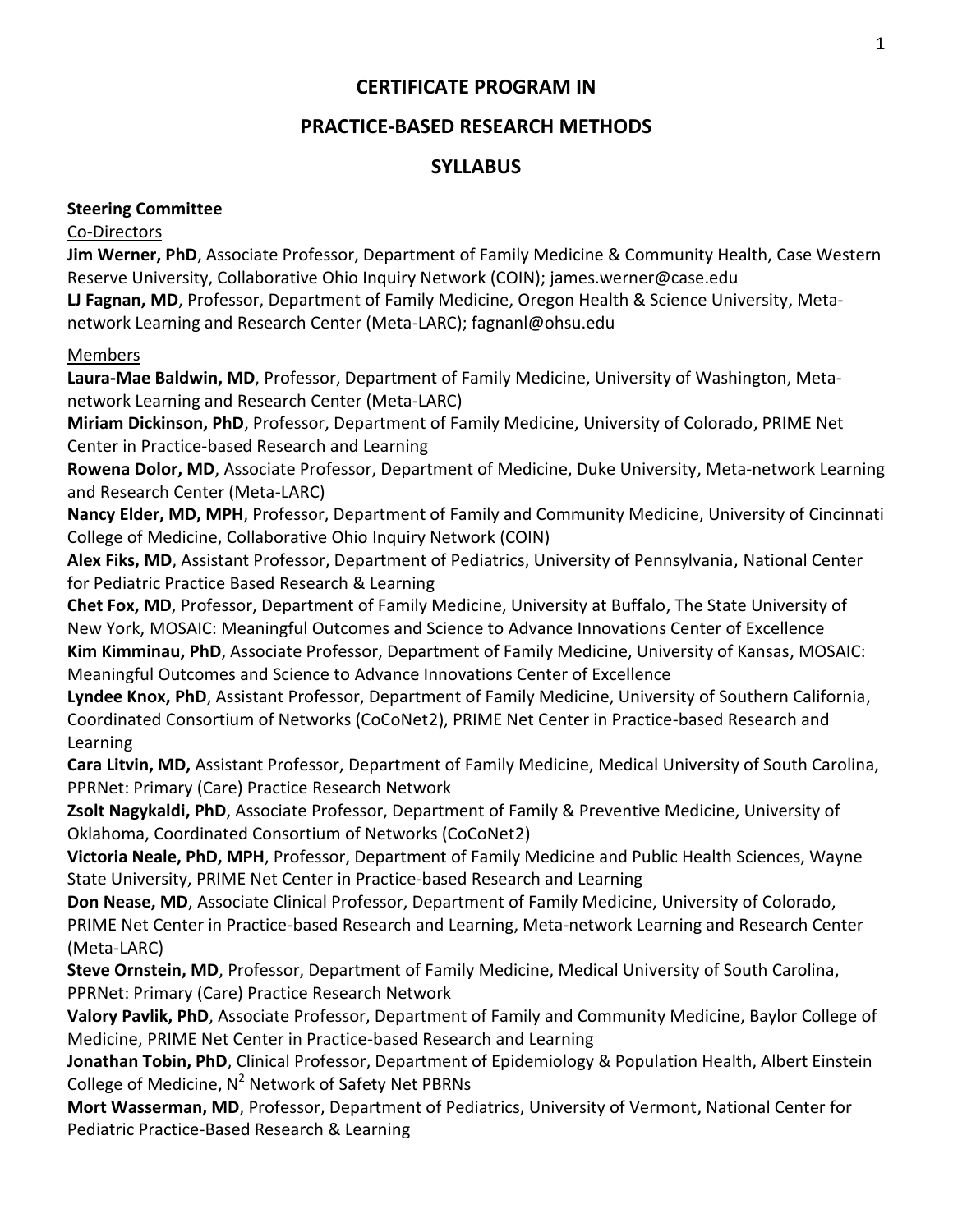# CERTIFICATE PROGRAM IN

# PRACTICE-BASED RESEARCH METHODS

# SYLLABUS

**Steering Committee**

Co-Directors

**Jim Werner, PhD**, Associate Professor, Department of Family Medicine & Community Health, Case Western Reserve University, Collaborative Ohio Inquiry Network (COIN); james.werner@case.edu

**LJ Fagnan, MD**, Professor, Department of Family Medicine, Oregon Health & Science University, Meta-network Learning and Research Center (Meta-LARC); fagnanl@ohsu.edu

Members

**Laura-Mae Baldwin, MD**, Professor, Department of Family Medicine, University of Washington, Meta-network Learning and Research Center (Meta-LARC)

**Miriam Dickinson, PhD**, Professor, Department of Family Medicine, University of Colorado, PRIME Net Center in Practice-based Research and Learning

**Rowena Dolor, MD**, Associate Professor, Department of Medicine, Duke University, Meta-network Learning and Research Center (Meta-LARC)

**Nancy Elder, MD, MPH**, Professor, Department of Family and Community Medicine, University of Cincinnati College of Medicine, Collaborative Ohio Inquiry Network (COIN)

**Alex Fiks, MD**, Assistant Professor, Department of Pediatrics, University of Pennsylvania, National Center for Pediatric Practice Based Research & Learning

**Chet Fox, MD**, Professor, Department of Family Medicine, University at Buffalo, The State University of New York, MOSAIC: Meaningful Outcomes and Science to Advance Innovations Center of Excellence

**Kim Kimminau, PhD**, Associate Professor, Department of Family Medicine, University of Kansas, MOSAIC: Meaningful Outcomes and Science to Advance Innovations Center of Excellence

**Lyndee Knox, PhD**, Assistant Professor, Department of Family Medicine, University of Southern California, Coordinated Consortium of Networks (CoCoNet2), PRIME Net Center in Practice-based Research and Learning

**Cara Litvin, MD,** Assistant Professor, Department of Family Medicine, Medical University of South Carolina, PPRNet: Primary (Care) Practice Research Network

**Zsolt Nagykaldi, PhD**, Associate Professor, Department of Family & Preventive Medicine, University of Oklahoma, Coordinated Consortium of Networks (CoCoNet2)

**Victoria Neale, PhD, MPH**, Professor, Department of Family Medicine and Public Health Sciences, Wayne State University, PRIME Net Center in Practice-based Research and Learning

**Don Nease, MD**, Associate Clinical Professor, Department of Family Medicine, University of Colorado, PRIME Net Center in Practice-based Research and Learning, Meta-network Learning and Research Center (Meta-LARC)

**Steve Ornstein, MD**, Professor, Department of Family Medicine, Medical University of South Carolina, PPRNet: Primary (Care) Practice Research Network

**Valory Pavlik, PhD**, Associate Professor, Department of Family and Community Medicine, Baylor College of Medicine, PRIME Net Center in Practice-based Research and Learning

**Jonathan Tobin, PhD**, Clinical Professor, Department of Epidemiology & Population Health, Albert Einstein College of Medicine, $N^2$ Network of Safety Net PBRNs

**Mort Wasserman, MD**, Professor, Department of Pediatrics, University of Vermont, National Center for Pediatric Practice-Based Research & Learning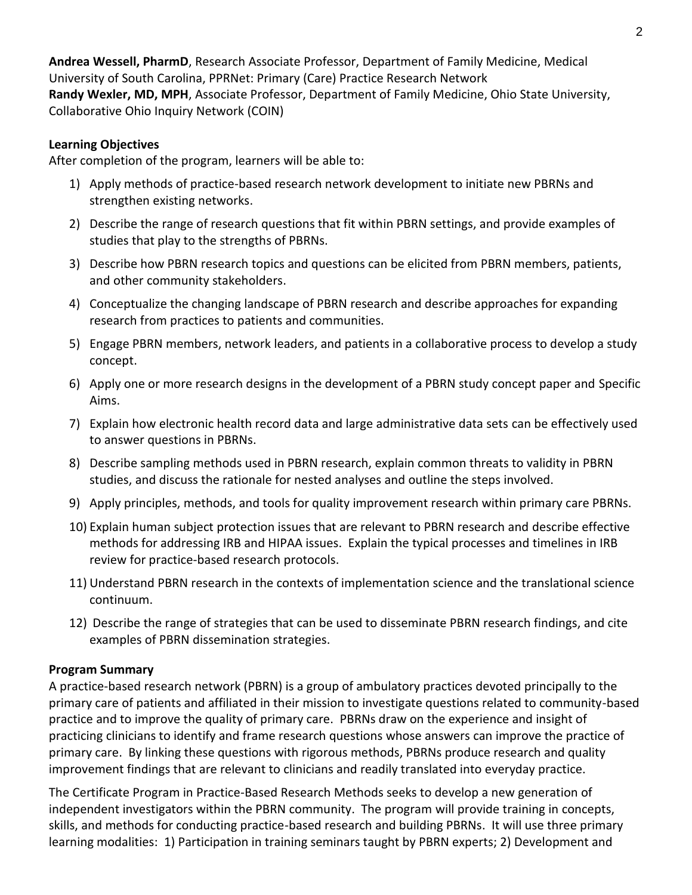**Andrea Wessell, PharmD**, Research Associate Professor, Department of Family Medicine, Medical University of South Carolina, PPRNet: Primary (Care) Practice Research Network
**Randy Wexler, MD, MPH**, Associate Professor, Department of Family Medicine, Ohio State University, Collaborative Ohio Inquiry Network (COIN)

**Learning Objectives**

After completion of the program, learners will be able to:

1) Apply methods of practice-based research network development to initiate new PBRNs and strengthen existing networks.
2) Describe the range of research questions that fit within PBRN settings, and provide examples of studies that play to the strengths of PBRNs.
3) Describe how PBRN research topics and questions can be elicited from PBRN members, patients, and other community stakeholders.
4) Conceptualize the changing landscape of PBRN research and describe approaches for expanding research from practices to patients and communities.
5) Engage PBRN members, network leaders, and patients in a collaborative process to develop a study concept.
6) Apply one or more research designs in the development of a PBRN study concept paper and Specific Aims.
7) Explain how electronic health record data and large administrative data sets can be effectively used to answer questions in PBRNs.
8) Describe sampling methods used in PBRN research, explain common threats to validity in PBRN studies, and discuss the rationale for nested analyses and outline the steps involved.
9) Apply principles, methods, and tools for quality improvement research within primary care PBRNs.
10) Explain human subject protection issues that are relevant to PBRN research and describe effective methods for addressing IRB and HIPAA issues. Explain the typical processes and timelines in IRB review for practice-based research protocols.
11) Understand PBRN research in the contexts of implementation science and the translational science continuum.
12) Describe the range of strategies that can be used to disseminate PBRN research findings, and cite examples of PBRN dissemination strategies.

**Program Summary**

A practice-based research network (PBRN) is a group of ambulatory practices devoted principally to the primary care of patients and affiliated in their mission to investigate questions related to community-based practice and to improve the quality of primary care. PBRNs draw on the experience and insight of practicing clinicians to identify and frame research questions whose answers can improve the practice of primary care. By linking these questions with rigorous methods, PBRNs produce research and quality improvement findings that are relevant to clinicians and readily translated into everyday practice.

The Certificate Program in Practice-Based Research Methods seeks to develop a new generation of independent investigators within the PBRN community. The program will provide training in concepts, skills, and methods for conducting practice-based research and building PBRNs. It will use three primary learning modalities: 1) Participation in training seminars taught by PBRN experts; 2) Development and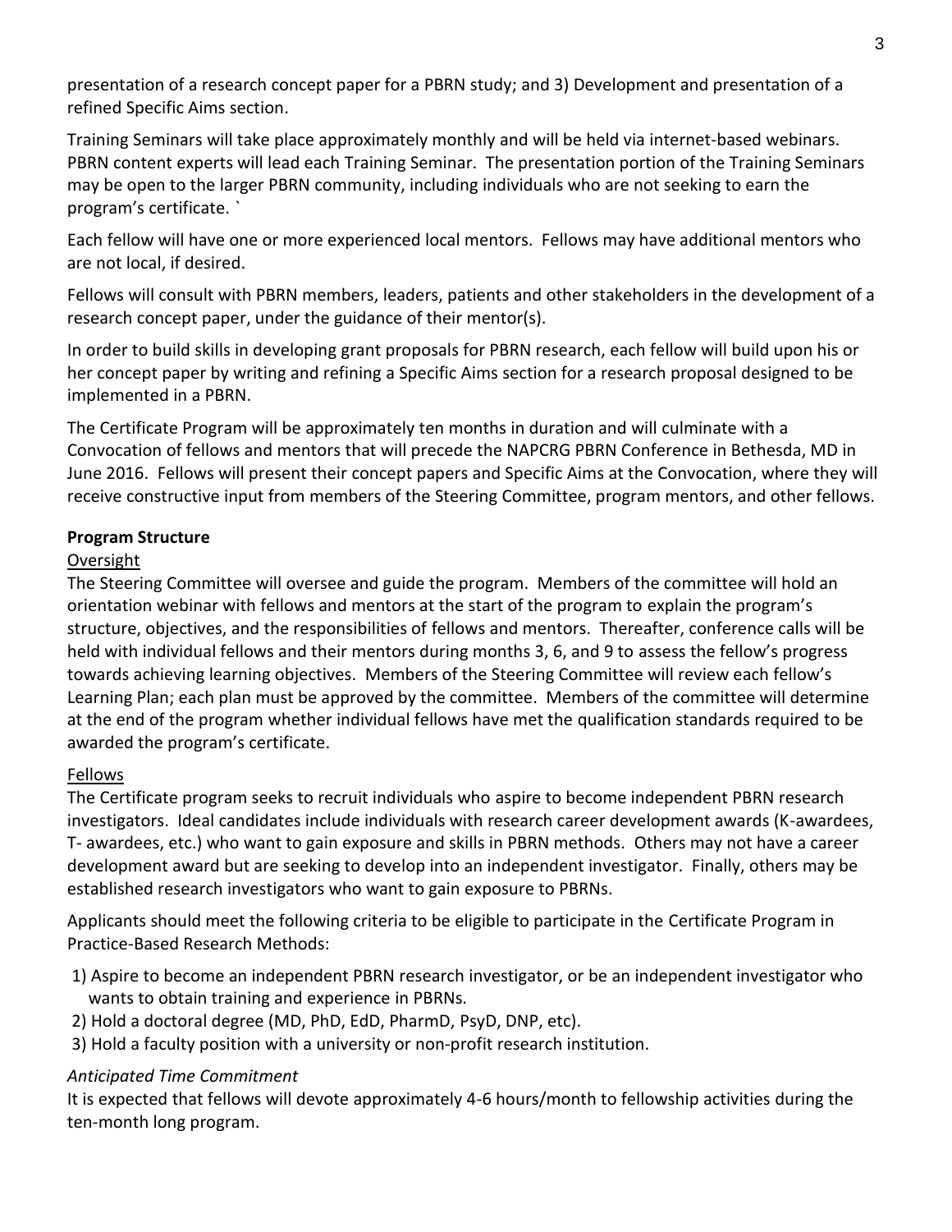presentation of a research concept paper for a PBRN study; and 3) Development and presentation of a refined Specific Aims section.

Training Seminars will take place approximately monthly and will be held via internet-based webinars. PBRN content experts will lead each Training Seminar. The presentation portion of the Training Seminars may be open to the larger PBRN community, including individuals who are not seeking to earn the program's certificate. `

Each fellow will have one or more experienced local mentors. Fellows may have additional mentors who are not local, if desired.

Fellows will consult with PBRN members, leaders, patients and other stakeholders in the development of a research concept paper, under the guidance of their mentor(s).

In order to build skills in developing grant proposals for PBRN research, each fellow will build upon his or her concept paper by writing and refining a Specific Aims section for a research proposal designed to be implemented in a PBRN.

The Certificate Program will be approximately ten months in duration and will culminate with a Convocation of fellows and mentors that will precede the NAPCRG PBRN Conference in Bethesda, MD in June 2016. Fellows will present their concept papers and Specific Aims at the Convocation, where they will receive constructive input from members of the Steering Committee, program mentors, and other fellows.

**Program Structure**

Oversight

The Steering Committee will oversee and guide the program. Members of the committee will hold an orientation webinar with fellows and mentors at the start of the program to explain the program's structure, objectives, and the responsibilities of fellows and mentors. Thereafter, conference calls will be held with individual fellows and their mentors during months 3, 6, and 9 to assess the fellow's progress towards achieving learning objectives. Members of the Steering Committee will review each fellow's Learning Plan; each plan must be approved by the committee. Members of the committee will determine at the end of the program whether individual fellows have met the qualification standards required to be awarded the program's certificate.

Fellows

The Certificate program seeks to recruit individuals who aspire to become independent PBRN research investigators. Ideal candidates include individuals with research career development awards (K-awardees, T- awardees, etc.) who want to gain exposure and skills in PBRN methods. Others may not have a career development award but are seeking to develop into an independent investigator. Finally, others may be established research investigators who want to gain exposure to PBRNs.

Applicants should meet the following criteria to be eligible to participate in the Certificate Program in Practice-Based Research Methods:

1) Aspire to become an independent PBRN research investigator, or be an independent investigator who wants to obtain training and experience in PBRNs.
2) Hold a doctoral degree (MD, PhD, EdD, PharmD, PsyD, DNP, etc).
3) Hold a faculty position with a university or non-profit research institution.

*Anticipated Time Commitment*

It is expected that fellows will devote approximately 4-6 hours/month to fellowship activities during the ten-month long program.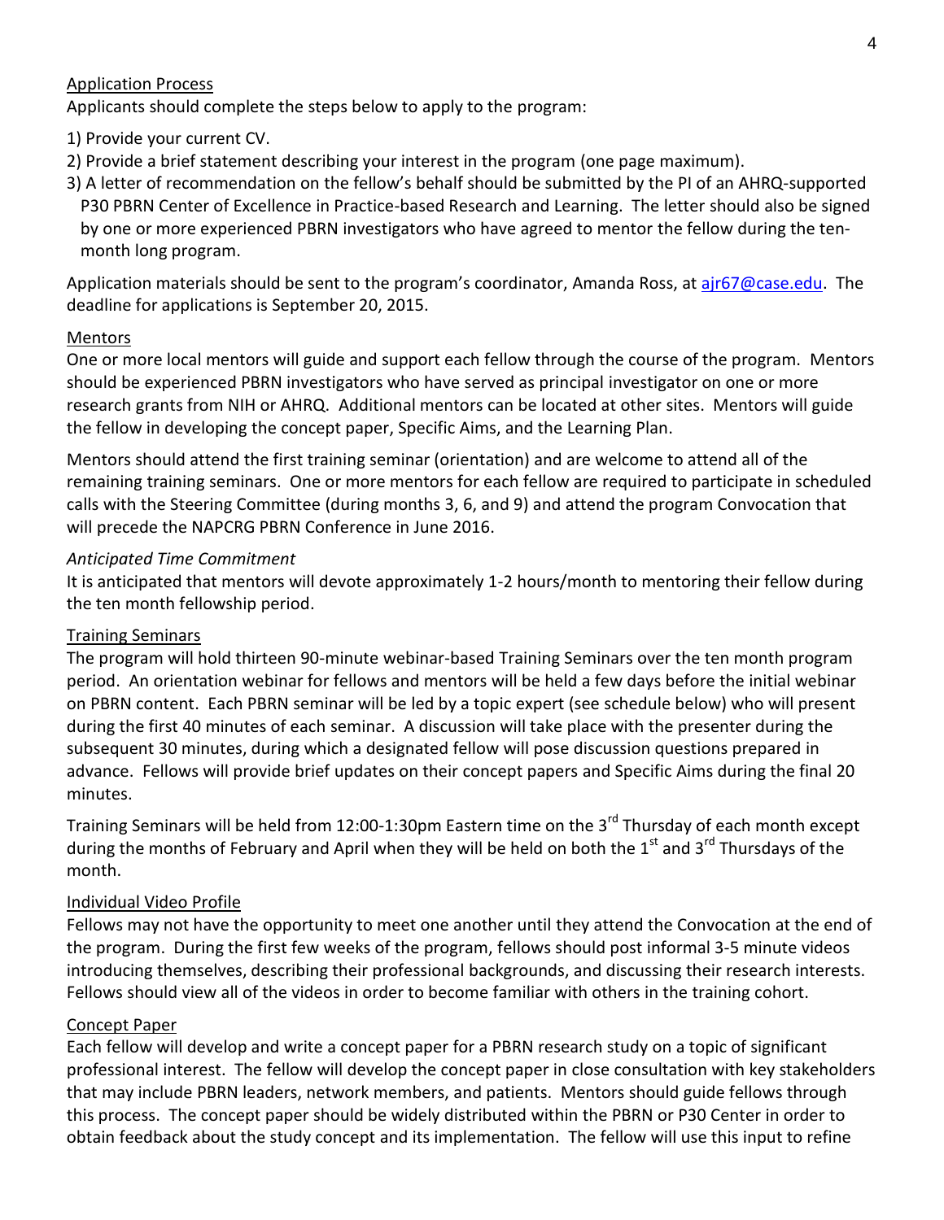## Application Process

Applicants should complete the steps below to apply to the program:

1) Provide your current CV.
2) Provide a brief statement describing your interest in the program (one page maximum).
3) A letter of recommendation on the fellow's behalf should be submitted by the PI of an AHRQ-supported P30 PBRN Center of Excellence in Practice-based Research and Learning. The letter should also be signed by one or more experienced PBRN investigators who have agreed to mentor the fellow during the ten-month long program.

Application materials should be sent to the program's coordinator, Amanda Ross, at ajr67@case.edu. The deadline for applications is September 20, 2015.

## Mentors

One or more local mentors will guide and support each fellow through the course of the program. Mentors should be experienced PBRN investigators who have served as principal investigator on one or more research grants from NIH or AHRQ. Additional mentors can be located at other sites. Mentors will guide the fellow in developing the concept paper, Specific Aims, and the Learning Plan.

Mentors should attend the first training seminar (orientation) and are welcome to attend all of the remaining training seminars. One or more mentors for each fellow are required to participate in scheduled calls with the Steering Committee (during months 3, 6, and 9) and attend the program Convocation that will precede the NAPCRG PBRN Conference in June 2016.

### *Anticipated Time Commitment*

It is anticipated that mentors will devote approximately 1-2 hours/month to mentoring their fellow during the ten month fellowship period.

## Training Seminars

The program will hold thirteen 90-minute webinar-based Training Seminars over the ten month program period. An orientation webinar for fellows and mentors will be held a few days before the initial webinar on PBRN content. Each PBRN seminar will be led by a topic expert (see schedule below) who will present during the first 40 minutes of each seminar. A discussion will take place with the presenter during the subsequent 30 minutes, during which a designated fellow will pose discussion questions prepared in advance. Fellows will provide brief updates on their concept papers and Specific Aims during the final 20 minutes.

Training Seminars will be held from 12:00-1:30pm Eastern time on the 3rd Thursday of each month except during the months of February and April when they will be held on both the 1st and 3rd Thursdays of the month.

## Individual Video Profile

Fellows may not have the opportunity to meet one another until they attend the Convocation at the end of the program. During the first few weeks of the program, fellows should post informal 3-5 minute videos introducing themselves, describing their professional backgrounds, and discussing their research interests. Fellows should view all of the videos in order to become familiar with others in the training cohort.

## Concept Paper

Each fellow will develop and write a concept paper for a PBRN research study on a topic of significant professional interest. The fellow will develop the concept paper in close consultation with key stakeholders that may include PBRN leaders, network members, and patients. Mentors should guide fellows through this process. The concept paper should be widely distributed within the PBRN or P30 Center in order to obtain feedback about the study concept and its implementation. The fellow will use this input to refine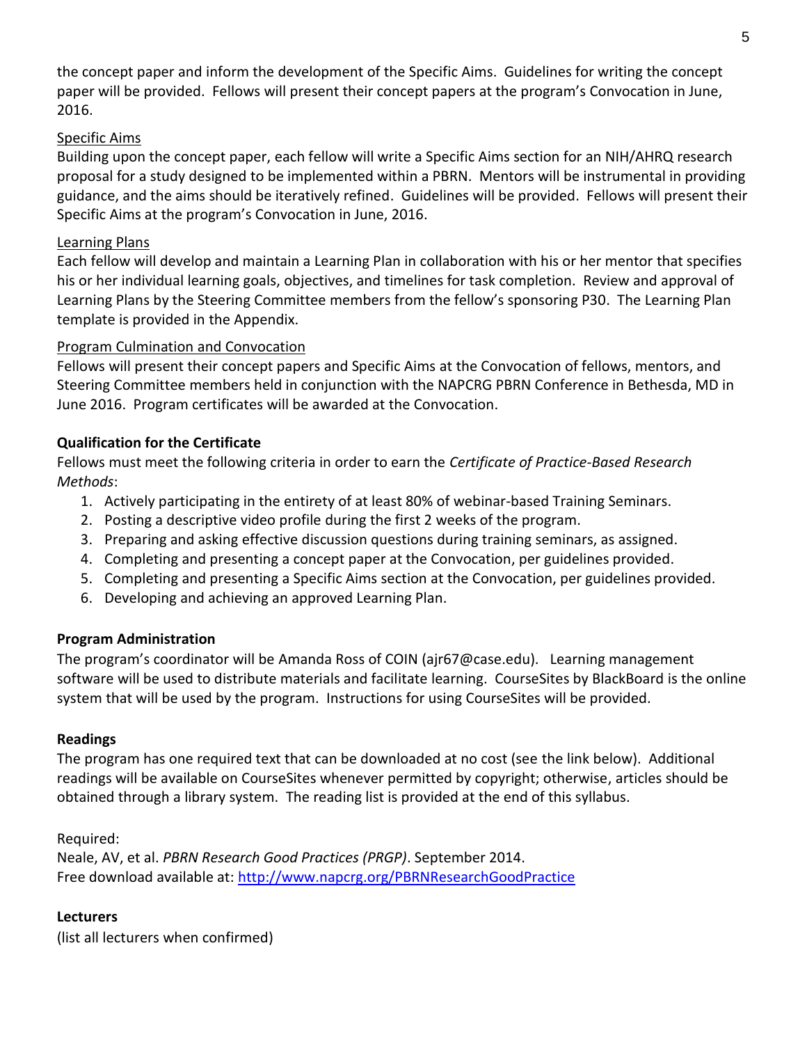the concept paper and inform the development of the Specific Aims. Guidelines for writing the concept paper will be provided. Fellows will present their concept papers at the program's Convocation in June, 2016.

Specific Aims

Building upon the concept paper, each fellow will write a Specific Aims section for an NIH/AHRQ research proposal for a study designed to be implemented within a PBRN. Mentors will be instrumental in providing guidance, and the aims should be iteratively refined. Guidelines will be provided. Fellows will present their Specific Aims at the program's Convocation in June, 2016.

Learning Plans

Each fellow will develop and maintain a Learning Plan in collaboration with his or her mentor that specifies his or her individual learning goals, objectives, and timelines for task completion. Review and approval of Learning Plans by the Steering Committee members from the fellow's sponsoring P30. The Learning Plan template is provided in the Appendix.

Program Culmination and Convocation

Fellows will present their concept papers and Specific Aims at the Convocation of fellows, mentors, and Steering Committee members held in conjunction with the NAPCRG PBRN Conference in Bethesda, MD in June 2016. Program certificates will be awarded at the Convocation.

**Qualification for the Certificate**

Fellows must meet the following criteria in order to earn the *Certificate of Practice-Based Research Methods*:

1. Actively participating in the entirety of at least 80% of webinar-based Training Seminars.
2. Posting a descriptive video profile during the first 2 weeks of the program.
3. Preparing and asking effective discussion questions during training seminars, as assigned.
4. Completing and presenting a concept paper at the Convocation, per guidelines provided.
5. Completing and presenting a Specific Aims section at the Convocation, per guidelines provided.
6. Developing and achieving an approved Learning Plan.

**Program Administration**

The program's coordinator will be Amanda Ross of COIN (ajr67@case.edu). Learning management software will be used to distribute materials and facilitate learning. CourseSites by BlackBoard is the online system that will be used by the program. Instructions for using CourseSites will be provided.

**Readings**

The program has one required text that can be downloaded at no cost (see the link below). Additional readings will be available on CourseSites whenever permitted by copyright; otherwise, articles should be obtained through a library system. The reading list is provided at the end of this syllabus.

Required:
Neale, AV, et al. *PBRN Research Good Practices (PRGP)*. September 2014.
Free download available at: http://www.napcrg.org/PBRNResearchGoodPractice

**Lecturers**

(list all lecturers when confirmed)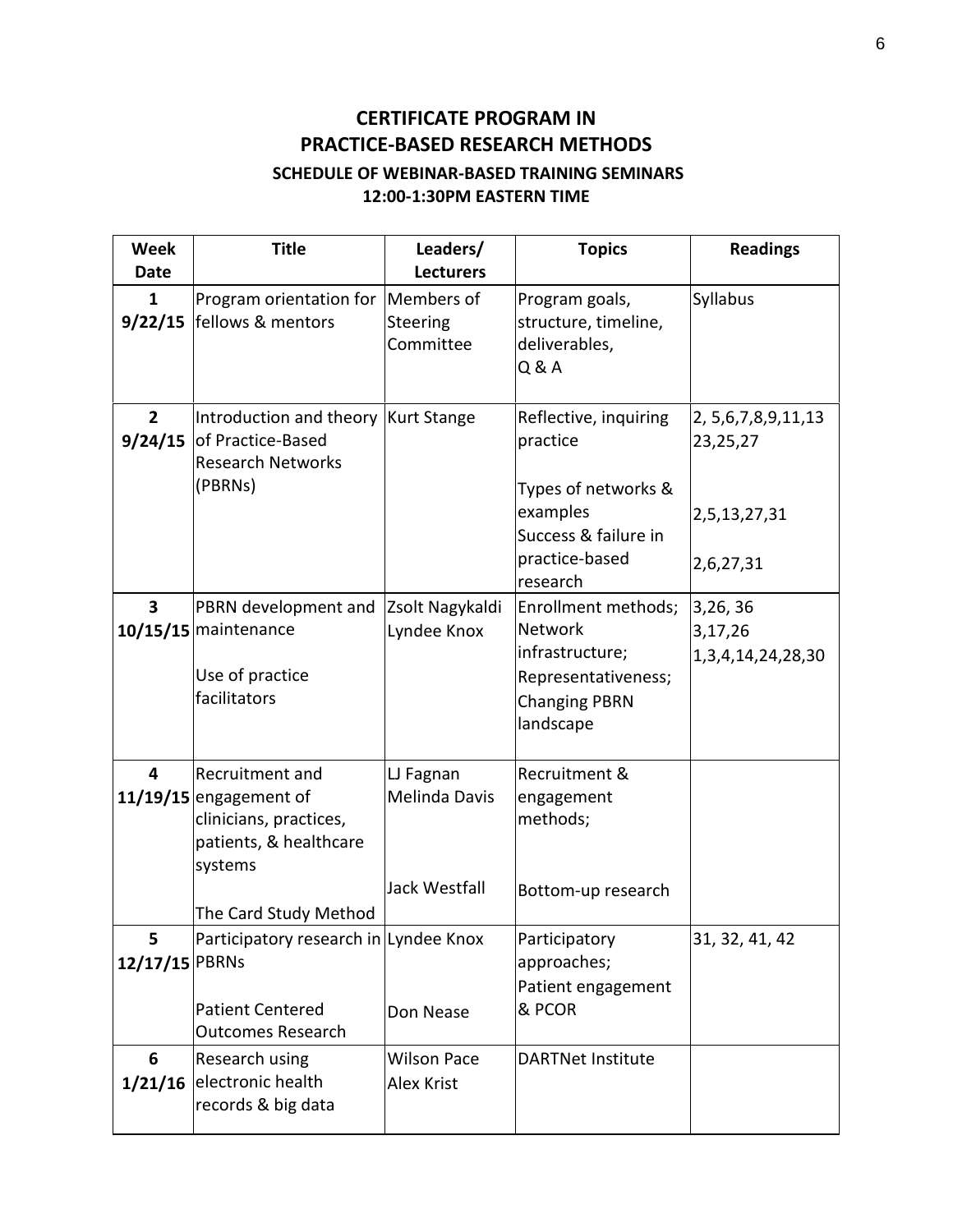# CERTIFICATE PROGRAM IN PRACTICE-BASED RESEARCH METHODS

### SCHEDULE OF WEBINAR-BASED TRAINING SEMINARS
### 12:00-1:30PM EASTERN TIME

| Week Date | Title | Leaders/ Lecturers | Topics | Readings |
|---|---|---|---|---|
| **1** **9/22/15** | Program orientation for fellows & mentors | Members of Steering Committee | Program goals, structure, timeline, deliverables, Q & A | Syllabus |
| **2** **9/24/15** | Introduction and theory of Practice-Based Research Networks (PBRNs) | Kurt Stange | Reflective, inquiring practice<br><br>Types of networks & examples<br>Success & failure in practice-based research | 2, 5,6,7,8,9,11,13 23,25,27<br><br>2,5,13,27,31<br><br>2,6,27,31 |
| **3** **10/15/15** | PBRN development and maintenance<br><br>Use of practice facilitators | Zsolt Nagykaldi<br>Lyndee Knox | Enrollment methods; Network infrastructure; Representativeness; Changing PBRN landscape | 3,26, 36<br>3,17,26<br>1,3,4,14,24,28,30 |
| **4** **11/19/15** | Recruitment and engagement of clinicians, practices, patients, & healthcare systems<br><br>The Card Study Method | LJ Fagnan<br>Melinda Davis<br><br>Jack Westfall | Recruitment & engagement methods;<br><br>Bottom-up research | |
| **5** **12/17/15** | Participatory research in PBRNs<br><br>Patient Centered Outcomes Research | Lyndee Knox<br><br>Don Nease | Participatory approaches;<br>Patient engagement & PCOR | 31, 32, 41, 42 |
| **6** **1/21/16** | Research using electronic health records & big data | Wilson Pace<br>Alex Krist | DARTNet Institute | |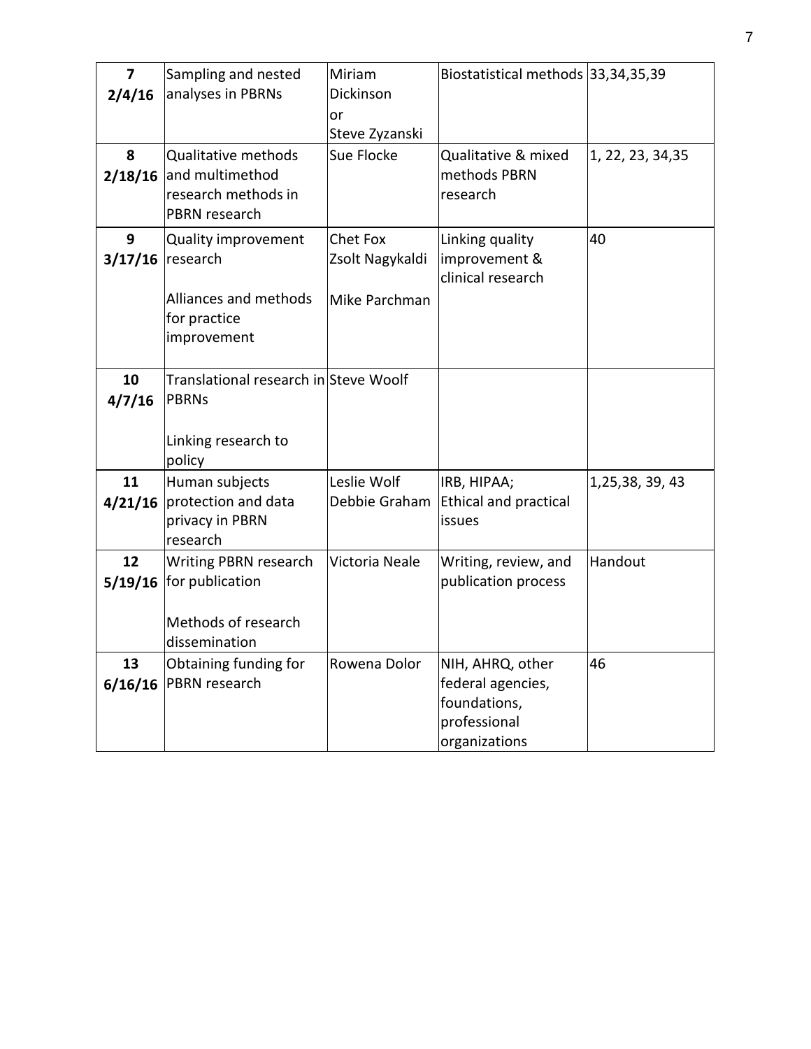| **7 2/4/16** | Sampling and nested analyses in PBRNs | Miriam Dickinson or Steve Zyzanski | Biostatistical methods | 33,34,35,39 |
|---|---|---|---|---|
| **8 2/18/16** | Qualitative methods and multimethod research methods in PBRN research | Sue Flocke | Qualitative & mixed methods PBRN research | 1, 22, 23, 34,35 |
| **9 3/17/16** | Quality improvement research<br><br>Alliances and methods for practice improvement | Chet Fox<br>Zsolt Nagykaldi<br><br>Mike Parchman | Linking quality improvement & clinical research | 40 |
| **10 4/7/16** | Translational research in PBRNs<br><br>Linking research to policy | Steve Woolf | | |
| **11 4/21/16** | Human subjects protection and data privacy in PBRN research | Leslie Wolf<br>Debbie Graham | IRB, HIPAA;<br>Ethical and practical issues | 1,25,38, 39, 43 |
| **12 5/19/16** | Writing PBRN research for publication<br><br>Methods of research dissemination | Victoria Neale | Writing, review, and publication process | Handout |
| **13 6/16/16** | Obtaining funding for PBRN research | Rowena Dolor | NIH, AHRQ, other federal agencies, foundations, professional organizations | 46 |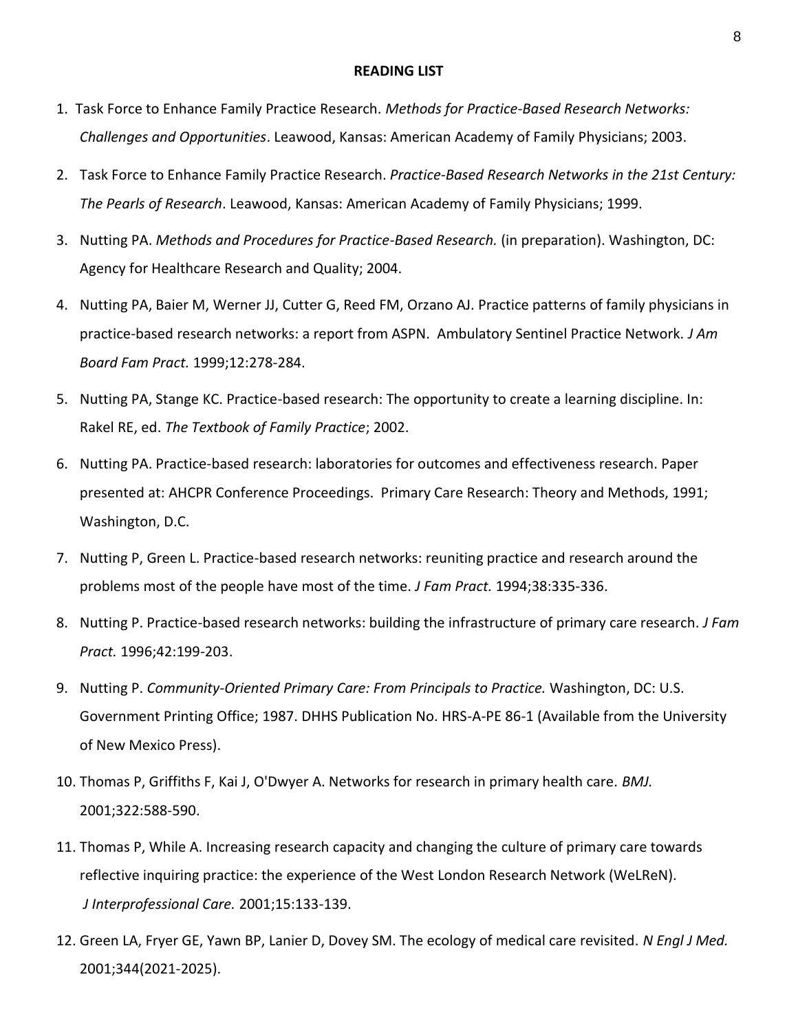**READING LIST**

1. Task Force to Enhance Family Practice Research. *Methods for Practice-Based Research Networks: Challenges and Opportunities*. Leawood, Kansas: American Academy of Family Physicians; 2003.

2. Task Force to Enhance Family Practice Research. *Practice-Based Research Networks in the 21st Century: The Pearls of Research*. Leawood, Kansas: American Academy of Family Physicians; 1999.

3. Nutting PA. *Methods and Procedures for Practice-Based Research.* (in preparation). Washington, DC: Agency for Healthcare Research and Quality; 2004.

4. Nutting PA, Baier M, Werner JJ, Cutter G, Reed FM, Orzano AJ. Practice patterns of family physicians in practice-based research networks: a report from ASPN. Ambulatory Sentinel Practice Network. *J Am Board Fam Pract.* 1999;12:278-284.

5. Nutting PA, Stange KC. Practice-based research: The opportunity to create a learning discipline. In: Rakel RE, ed. *The Textbook of Family Practice*; 2002.

6. Nutting PA. Practice-based research: laboratories for outcomes and effectiveness research. Paper presented at: AHCPR Conference Proceedings. Primary Care Research: Theory and Methods, 1991; Washington, D.C.

7. Nutting P, Green L. Practice-based research networks: reuniting practice and research around the problems most of the people have most of the time. *J Fam Pract.* 1994;38:335-336.

8. Nutting P. Practice-based research networks: building the infrastructure of primary care research. *J Fam Pract.* 1996;42:199-203.

9. Nutting P. *Community-Oriented Primary Care: From Principals to Practice.* Washington, DC: U.S. Government Printing Office; 1987. DHHS Publication No. HRS-A-PE 86-1 (Available from the University of New Mexico Press).

10. Thomas P, Griffiths F, Kai J, O'Dwyer A. Networks for research in primary health care. *BMJ.* 2001;322:588-590.

11. Thomas P, While A. Increasing research capacity and changing the culture of primary care towards reflective inquiring practice: the experience of the West London Research Network (WeLReN). *J Interprofessional Care.* 2001;15:133-139.

12. Green LA, Fryer GE, Yawn BP, Lanier D, Dovey SM. The ecology of medical care revisited. *N Engl J Med.* 2001;344(2021-2025).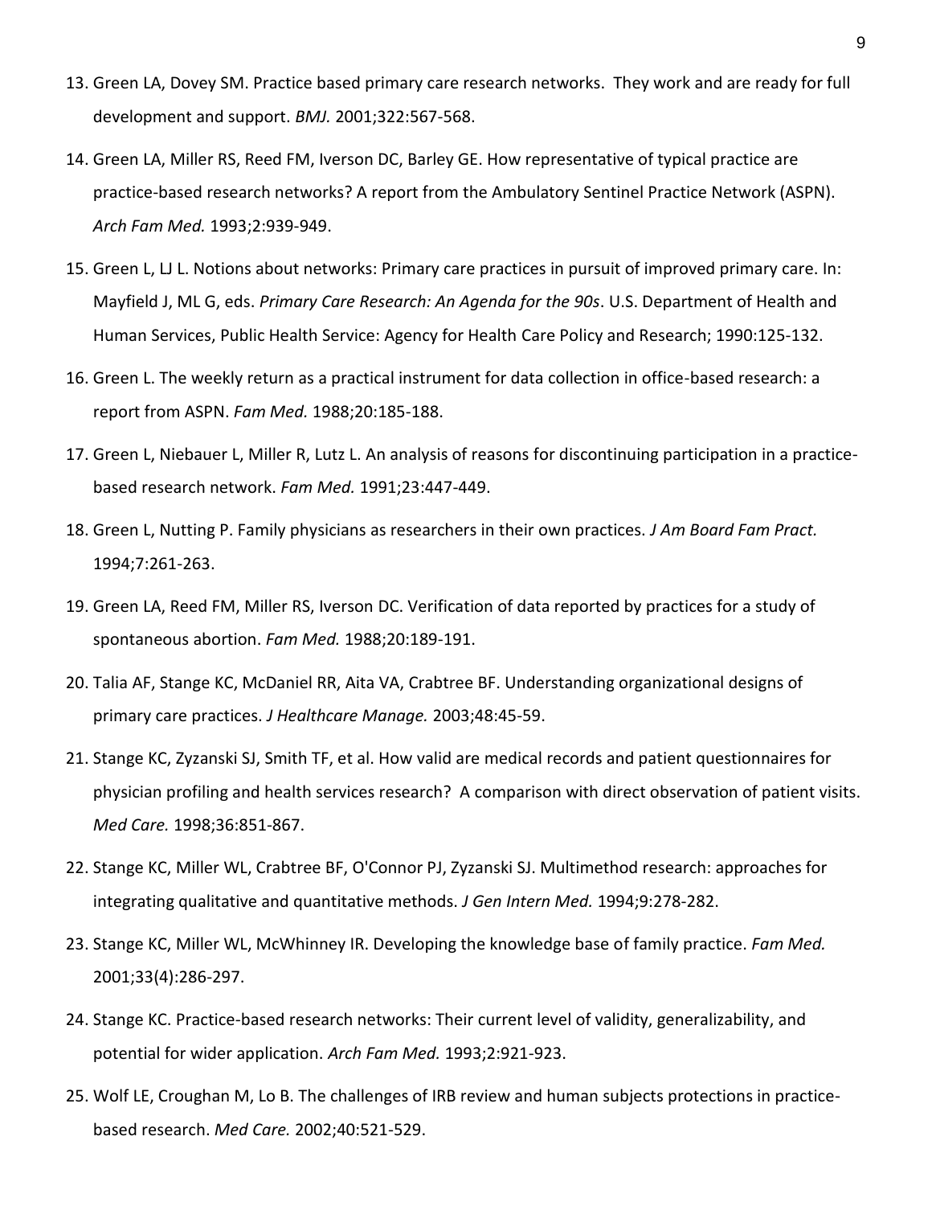13. Green LA, Dovey SM. Practice based primary care research networks. They work and are ready for full development and support. *BMJ.* 2001;322:567-568.

14. Green LA, Miller RS, Reed FM, Iverson DC, Barley GE. How representative of typical practice are practice-based research networks? A report from the Ambulatory Sentinel Practice Network (ASPN). *Arch Fam Med.* 1993;2:939-949.

15. Green L, LJ L. Notions about networks: Primary care practices in pursuit of improved primary care. In: Mayfield J, ML G, eds. *Primary Care Research: An Agenda for the 90s*. U.S. Department of Health and Human Services, Public Health Service: Agency for Health Care Policy and Research; 1990:125-132.

16. Green L. The weekly return as a practical instrument for data collection in office-based research: a report from ASPN. *Fam Med.* 1988;20:185-188.

17. Green L, Niebauer L, Miller R, Lutz L. An analysis of reasons for discontinuing participation in a practice-based research network. *Fam Med.* 1991;23:447-449.

18. Green L, Nutting P. Family physicians as researchers in their own practices. *J Am Board Fam Pract.* 1994;7:261-263.

19. Green LA, Reed FM, Miller RS, Iverson DC. Verification of data reported by practices for a study of spontaneous abortion. *Fam Med.* 1988;20:189-191.

20. Talia AF, Stange KC, McDaniel RR, Aita VA, Crabtree BF. Understanding organizational designs of primary care practices. *J Healthcare Manage.* 2003;48:45-59.

21. Stange KC, Zyzanski SJ, Smith TF, et al. How valid are medical records and patient questionnaires for physician profiling and health services research? A comparison with direct observation of patient visits. *Med Care.* 1998;36:851-867.

22. Stange KC, Miller WL, Crabtree BF, O'Connor PJ, Zyzanski SJ. Multimethod research: approaches for integrating qualitative and quantitative methods. *J Gen Intern Med.* 1994;9:278-282.

23. Stange KC, Miller WL, McWhinney IR. Developing the knowledge base of family practice. *Fam Med.* 2001;33(4):286-297.

24. Stange KC. Practice-based research networks: Their current level of validity, generalizability, and potential for wider application. *Arch Fam Med.* 1993;2:921-923.

25. Wolf LE, Croughan M, Lo B. The challenges of IRB review and human subjects protections in practice-based research. *Med Care.* 2002;40:521-529.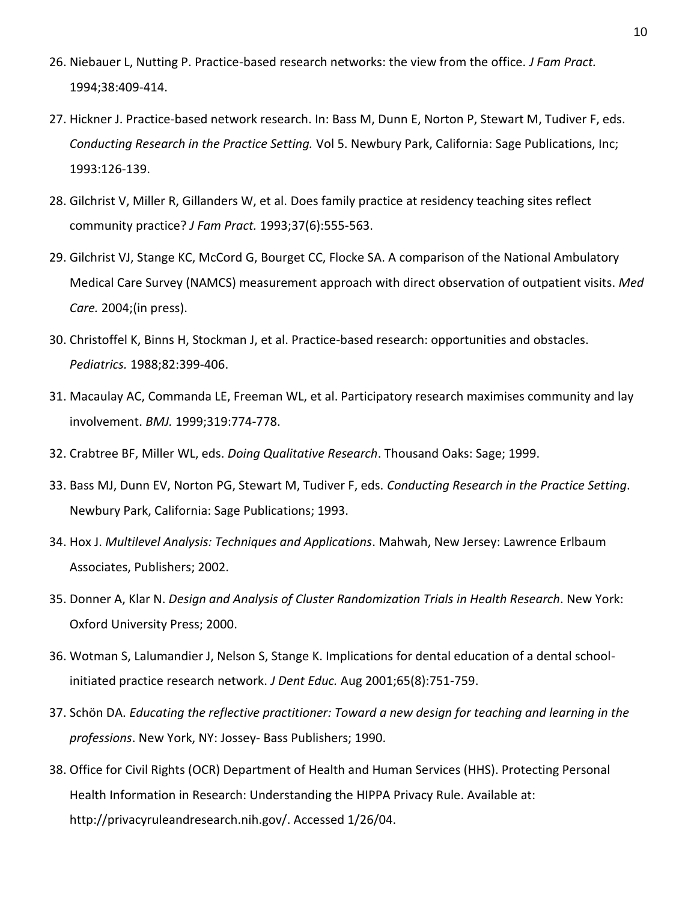26. Niebauer L, Nutting P. Practice-based research networks: the view from the office. *J Fam Pract.* 1994;38:409-414.

27. Hickner J. Practice-based network research. In: Bass M, Dunn E, Norton P, Stewart M, Tudiver F, eds. *Conducting Research in the Practice Setting.* Vol 5. Newbury Park, California: Sage Publications, Inc; 1993:126-139.

28. Gilchrist V, Miller R, Gillanders W, et al. Does family practice at residency teaching sites reflect community practice? *J Fam Pract.* 1993;37(6):555-563.

29. Gilchrist VJ, Stange KC, McCord G, Bourget CC, Flocke SA. A comparison of the National Ambulatory Medical Care Survey (NAMCS) measurement approach with direct observation of outpatient visits. *Med Care.* 2004;(in press).

30. Christoffel K, Binns H, Stockman J, et al. Practice-based research: opportunities and obstacles. *Pediatrics.* 1988;82:399-406.

31. Macaulay AC, Commanda LE, Freeman WL, et al. Participatory research maximises community and lay involvement. *BMJ.* 1999;319:774-778.

32. Crabtree BF, Miller WL, eds. *Doing Qualitative Research*. Thousand Oaks: Sage; 1999.

33. Bass MJ, Dunn EV, Norton PG, Stewart M, Tudiver F, eds. *Conducting Research in the Practice Setting*. Newbury Park, California: Sage Publications; 1993.

34. Hox J. *Multilevel Analysis: Techniques and Applications*. Mahwah, New Jersey: Lawrence Erlbaum Associates, Publishers; 2002.

35. Donner A, Klar N. *Design and Analysis of Cluster Randomization Trials in Health Research*. New York: Oxford University Press; 2000.

36. Wotman S, Lalumandier J, Nelson S, Stange K. Implications for dental education of a dental school-initiated practice research network. *J Dent Educ.* Aug 2001;65(8):751-759.

37. Schön DA. *Educating the reflective practitioner: Toward a new design for teaching and learning in the professions*. New York, NY: Jossey- Bass Publishers; 1990.

38. Office for Civil Rights (OCR) Department of Health and Human Services (HHS). Protecting Personal Health Information in Research: Understanding the HIPPA Privacy Rule. Available at: http://privacyruleandresearch.nih.gov/. Accessed 1/26/04.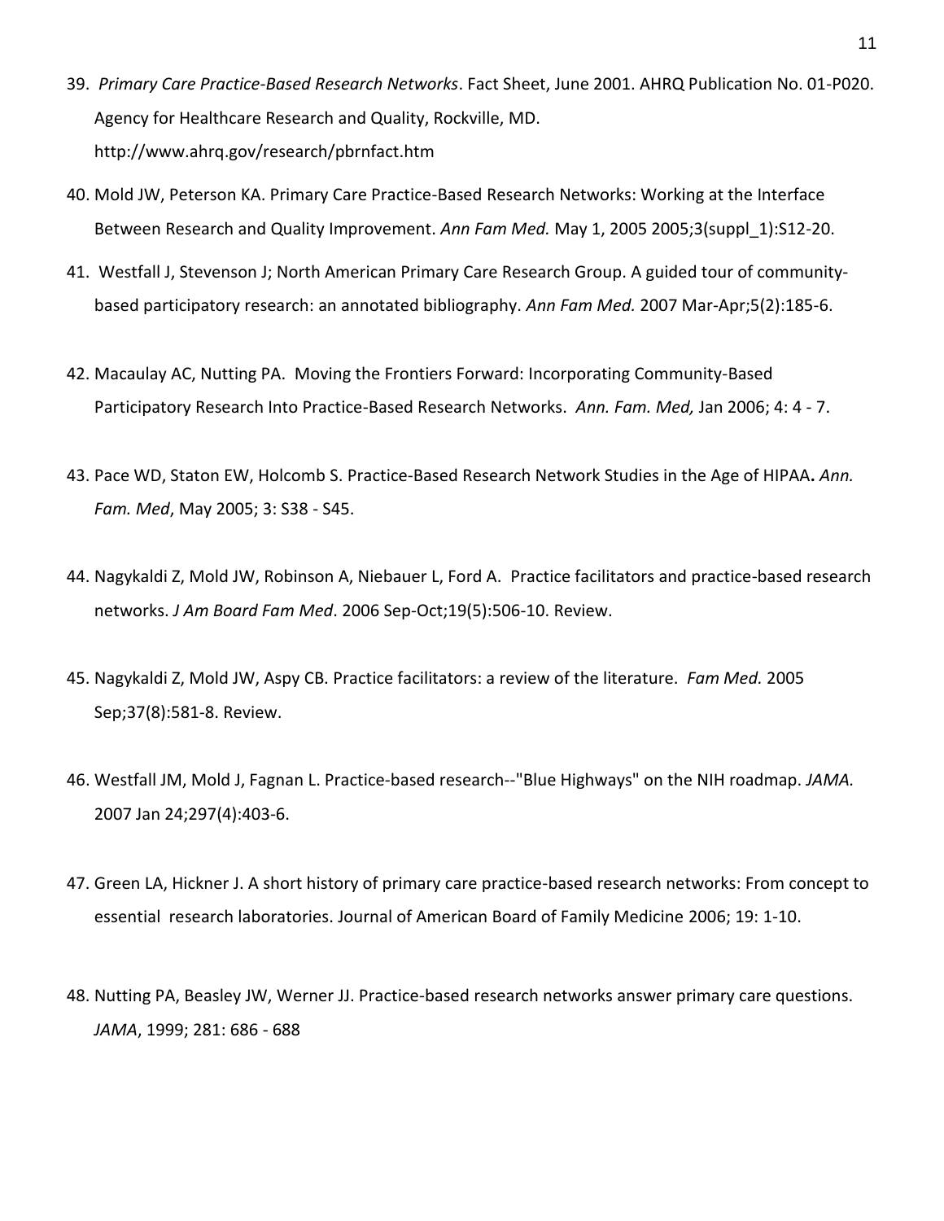39. *Primary Care Practice-Based Research Networks*. Fact Sheet, June 2001. AHRQ Publication No. 01-P020. Agency for Healthcare Research and Quality, Rockville, MD. http://www.ahrq.gov/research/pbrnfact.htm

40. Mold JW, Peterson KA. Primary Care Practice-Based Research Networks: Working at the Interface Between Research and Quality Improvement. *Ann Fam Med.* May 1, 2005 2005;3(suppl_1):S12-20.

41. Westfall J, Stevenson J; North American Primary Care Research Group. A guided tour of community-based participatory research: an annotated bibliography. *Ann Fam Med.* 2007 Mar-Apr;5(2):185-6.

42. Macaulay AC, Nutting PA. Moving the Frontiers Forward: Incorporating Community-Based Participatory Research Into Practice-Based Research Networks. *Ann. Fam. Med,* Jan 2006; 4: 4 - 7.

43. Pace WD, Staton EW, Holcomb S. Practice-Based Research Network Studies in the Age of HIPAA**.** *Ann. Fam. Med*, May 2005; 3: S38 - S45.

44. Nagykaldi Z, Mold JW, Robinson A, Niebauer L, Ford A. Practice facilitators and practice-based research networks. *J Am Board Fam Med*. 2006 Sep-Oct;19(5):506-10. Review.

45. Nagykaldi Z, Mold JW, Aspy CB. Practice facilitators: a review of the literature. *Fam Med.* 2005 Sep;37(8):581-8. Review.

46. Westfall JM, Mold J, Fagnan L. Practice-based research--"Blue Highways" on the NIH roadmap. *JAMA.* 2007 Jan 24;297(4):403-6.

47. Green LA, Hickner J. A short history of primary care practice-based research networks: From concept to essential research laboratories. Journal of American Board of Family Medicine 2006; 19: 1-10.

48. Nutting PA, Beasley JW, Werner JJ. Practice-based research networks answer primary care questions. *JAMA*, 1999; 281: 686 - 688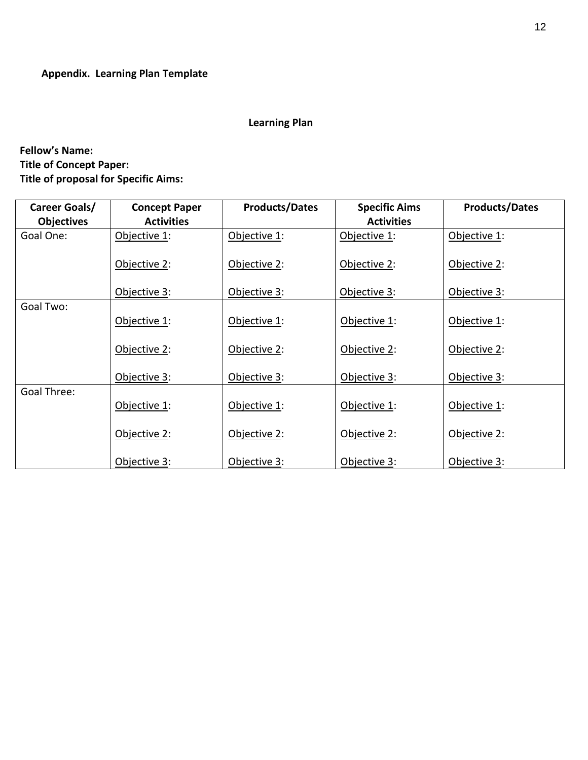**Appendix. Learning Plan Template**

**Learning Plan**

**Fellow's Name:**
**Title of Concept Paper:**
**Title of proposal for Specific Aims:**

| Career Goals/ Objectives | Concept Paper Activities | Products/Dates | Specific Aims Activities | Products/Dates |
|---|---|---|---|---|
| Goal One: | <u>Objective 1</u>:<br><br><u>Objective 2</u>:<br><br><u>Objective 3</u>: | <u>Objective 1</u>:<br><br><u>Objective 2</u>:<br><br><u>Objective 3</u>: | <u>Objective 1</u>:<br><br><u>Objective 2</u>:<br><br><u>Objective 3</u>: | <u>Objective 1</u>:<br><br><u>Objective 2</u>:<br><br><u>Objective 3</u>: |
| Goal Two: | <u>Objective 1</u>:<br><br><u>Objective 2</u>:<br><br><u>Objective 3</u>: | <u>Objective 1</u>:<br><br><u>Objective 2</u>:<br><br><u>Objective 3</u>: | <u>Objective 1</u>:<br><br><u>Objective 2</u>:<br><br><u>Objective 3</u>: | <u>Objective 1</u>:<br><br><u>Objective 2</u>:<br><br><u>Objective 3</u>: |
| Goal Three: | <u>Objective 1</u>:<br><br><u>Objective 2</u>:<br><br><u>Objective 3</u>: | <u>Objective 1</u>:<br><br><u>Objective 2</u>:<br><br><u>Objective 3</u>: | <u>Objective 1</u>:<br><br><u>Objective 2</u>:<br><br><u>Objective 3</u>: | <u>Objective 1</u>:<br><br><u>Objective 2</u>:<br><br><u>Objective 3</u>: |